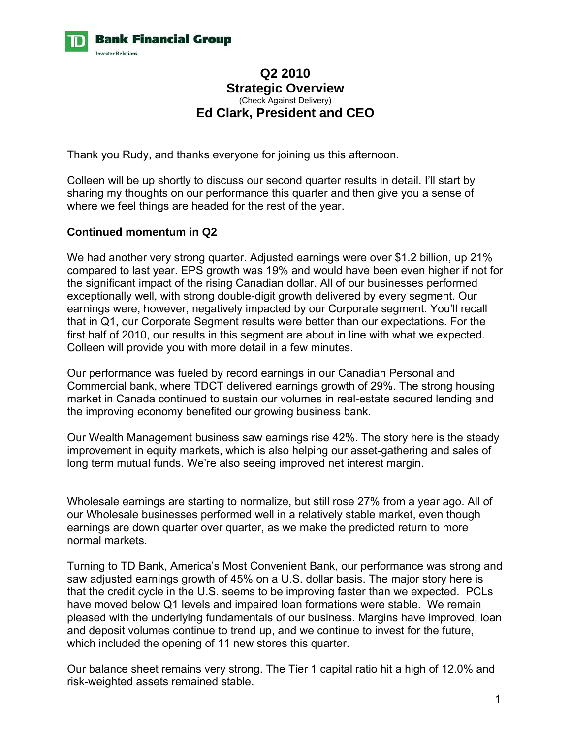TD Bank Financial Group

Investor Relations

# Q2 2010
# Strategic Overview

(Check Against Delivery)

## Ed Clark, President and CEO

Thank you Rudy, and thanks everyone for joining us this afternoon.

Colleen will be up shortly to discuss our second quarter results in detail. I'll start by sharing my thoughts on our performance this quarter and then give you a sense of where we feel things are headed for the rest of the year.

**Continued momentum in Q2**

We had another very strong quarter. Adjusted earnings were over $1.2 billion, up 21% compared to last year. EPS growth was 19% and would have been even higher if not for the significant impact of the rising Canadian dollar. All of our businesses performed exceptionally well, with strong double-digit growth delivered by every segment. Our earnings were, however, negatively impacted by our Corporate segment. You'll recall that in Q1, our Corporate Segment results were better than our expectations. For the first half of 2010, our results in this segment are about in line with what we expected. Colleen will provide you with more detail in a few minutes.

Our performance was fueled by record earnings in our Canadian Personal and Commercial bank, where TDCT delivered earnings growth of 29%. The strong housing market in Canada continued to sustain our volumes in real-estate secured lending and the improving economy benefited our growing business bank.

Our Wealth Management business saw earnings rise 42%. The story here is the steady improvement in equity markets, which is also helping our asset-gathering and sales of long term mutual funds. We're also seeing improved net interest margin.

Wholesale earnings are starting to normalize, but still rose 27% from a year ago. All of our Wholesale businesses performed well in a relatively stable market, even though earnings are down quarter over quarter, as we make the predicted return to more normal markets.

Turning to TD Bank, America's Most Convenient Bank, our performance was strong and saw adjusted earnings growth of 45% on a U.S. dollar basis. The major story here is that the credit cycle in the U.S. seems to be improving faster than we expected. PCLs have moved below Q1 levels and impaired loan formations were stable. We remain pleased with the underlying fundamentals of our business. Margins have improved, loan and deposit volumes continue to trend up, and we continue to invest for the future, which included the opening of 11 new stores this quarter.

Our balance sheet remains very strong. The Tier 1 capital ratio hit a high of 12.0% and risk-weighted assets remained stable.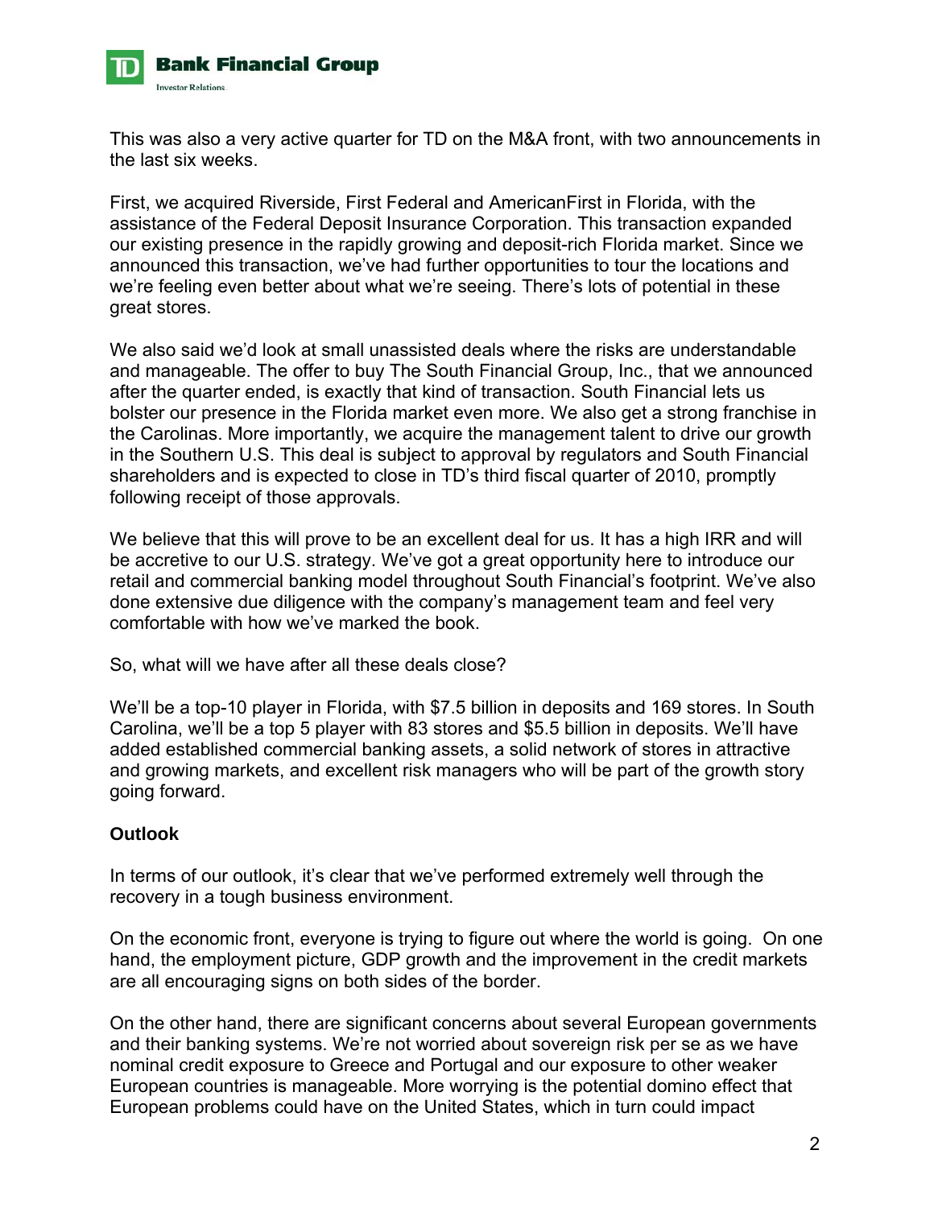This was also a very active quarter for TD on the M&A front, with two announcements in the last six weeks.

First, we acquired Riverside, First Federal and AmericanFirst in Florida, with the assistance of the Federal Deposit Insurance Corporation. This transaction expanded our existing presence in the rapidly growing and deposit-rich Florida market. Since we announced this transaction, we've had further opportunities to tour the locations and we're feeling even better about what we're seeing. There's lots of potential in these great stores.

We also said we'd look at small unassisted deals where the risks are understandable and manageable. The offer to buy The South Financial Group, Inc., that we announced after the quarter ended, is exactly that kind of transaction. South Financial lets us bolster our presence in the Florida market even more. We also get a strong franchise in the Carolinas. More importantly, we acquire the management talent to drive our growth in the Southern U.S. This deal is subject to approval by regulators and South Financial shareholders and is expected to close in TD's third fiscal quarter of 2010, promptly following receipt of those approvals.

We believe that this will prove to be an excellent deal for us. It has a high IRR and will be accretive to our U.S. strategy. We've got a great opportunity here to introduce our retail and commercial banking model throughout South Financial's footprint. We've also done extensive due diligence with the company's management team and feel very comfortable with how we've marked the book.

So, what will we have after all these deals close?

We'll be a top-10 player in Florida, with $7.5 billion in deposits and 169 stores. In South Carolina, we'll be a top 5 player with 83 stores and $5.5 billion in deposits. We'll have added established commercial banking assets, a solid network of stores in attractive and growing markets, and excellent risk managers who will be part of the growth story going forward.

**Outlook**

In terms of our outlook, it's clear that we've performed extremely well through the recovery in a tough business environment.

On the economic front, everyone is trying to figure out where the world is going. On one hand, the employment picture, GDP growth and the improvement in the credit markets are all encouraging signs on both sides of the border.

On the other hand, there are significant concerns about several European governments and their banking systems. We're not worried about sovereign risk per se as we have nominal credit exposure to Greece and Portugal and our exposure to other weaker European countries is manageable. More worrying is the potential domino effect that European problems could have on the United States, which in turn could impact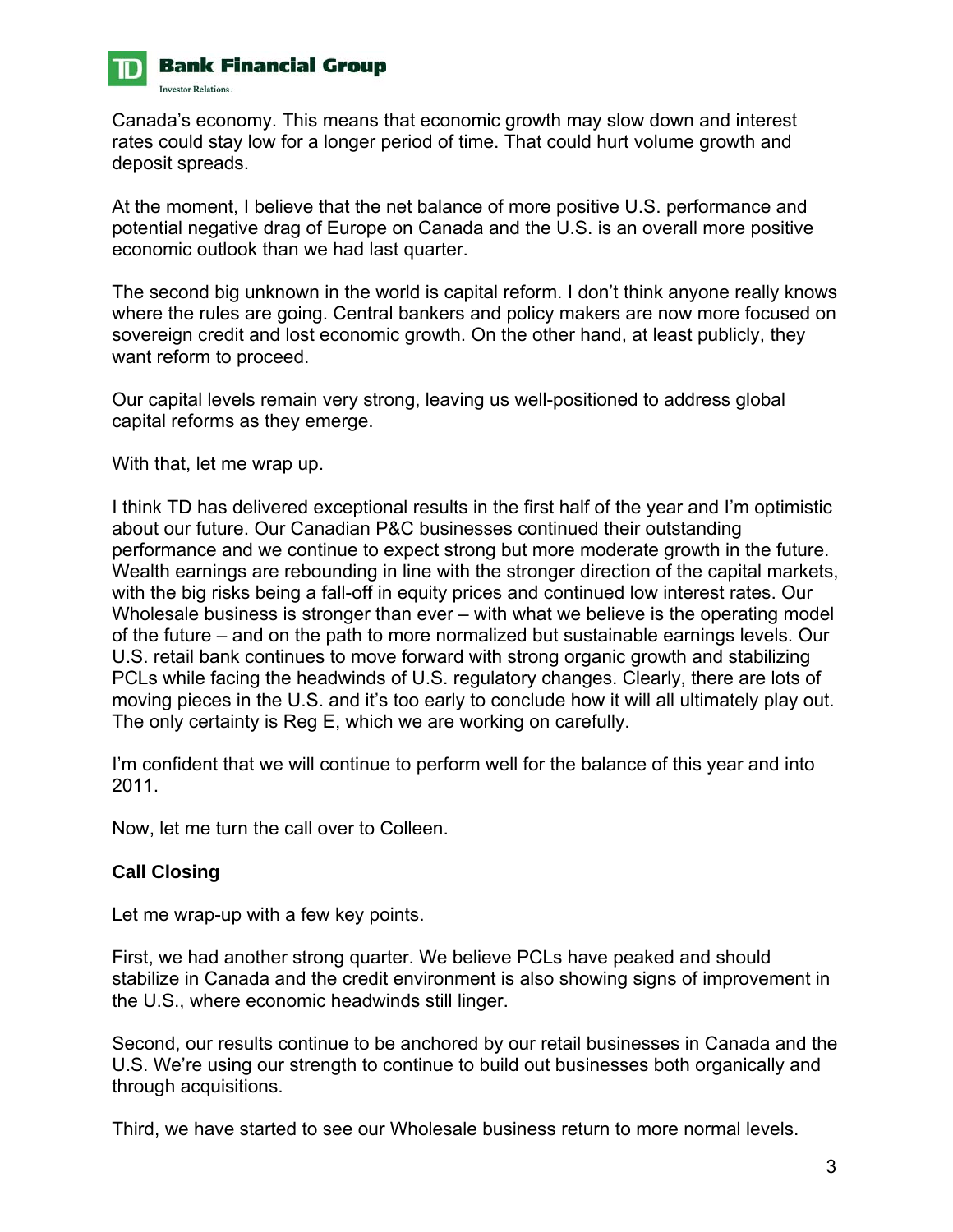Canada's economy. This means that economic growth may slow down and interest rates could stay low for a longer period of time. That could hurt volume growth and deposit spreads.

At the moment, I believe that the net balance of more positive U.S. performance and potential negative drag of Europe on Canada and the U.S. is an overall more positive economic outlook than we had last quarter.

The second big unknown in the world is capital reform. I don't think anyone really knows where the rules are going. Central bankers and policy makers are now more focused on sovereign credit and lost economic growth. On the other hand, at least publicly, they want reform to proceed.

Our capital levels remain very strong, leaving us well-positioned to address global capital reforms as they emerge.

With that, let me wrap up.

I think TD has delivered exceptional results in the first half of the year and I'm optimistic about our future. Our Canadian P&C businesses continued their outstanding performance and we continue to expect strong but more moderate growth in the future. Wealth earnings are rebounding in line with the stronger direction of the capital markets, with the big risks being a fall-off in equity prices and continued low interest rates. Our Wholesale business is stronger than ever – with what we believe is the operating model of the future – and on the path to more normalized but sustainable earnings levels. Our U.S. retail bank continues to move forward with strong organic growth and stabilizing PCLs while facing the headwinds of U.S. regulatory changes. Clearly, there are lots of moving pieces in the U.S. and it's too early to conclude how it will all ultimately play out. The only certainty is Reg E, which we are working on carefully.

I'm confident that we will continue to perform well for the balance of this year and into 2011.

Now, let me turn the call over to Colleen.

**Call Closing**

Let me wrap-up with a few key points.

First, we had another strong quarter. We believe PCLs have peaked and should stabilize in Canada and the credit environment is also showing signs of improvement in the U.S., where economic headwinds still linger.

Second, our results continue to be anchored by our retail businesses in Canada and the U.S. We're using our strength to continue to build out businesses both organically and through acquisitions.

Third, we have started to see our Wholesale business return to more normal levels.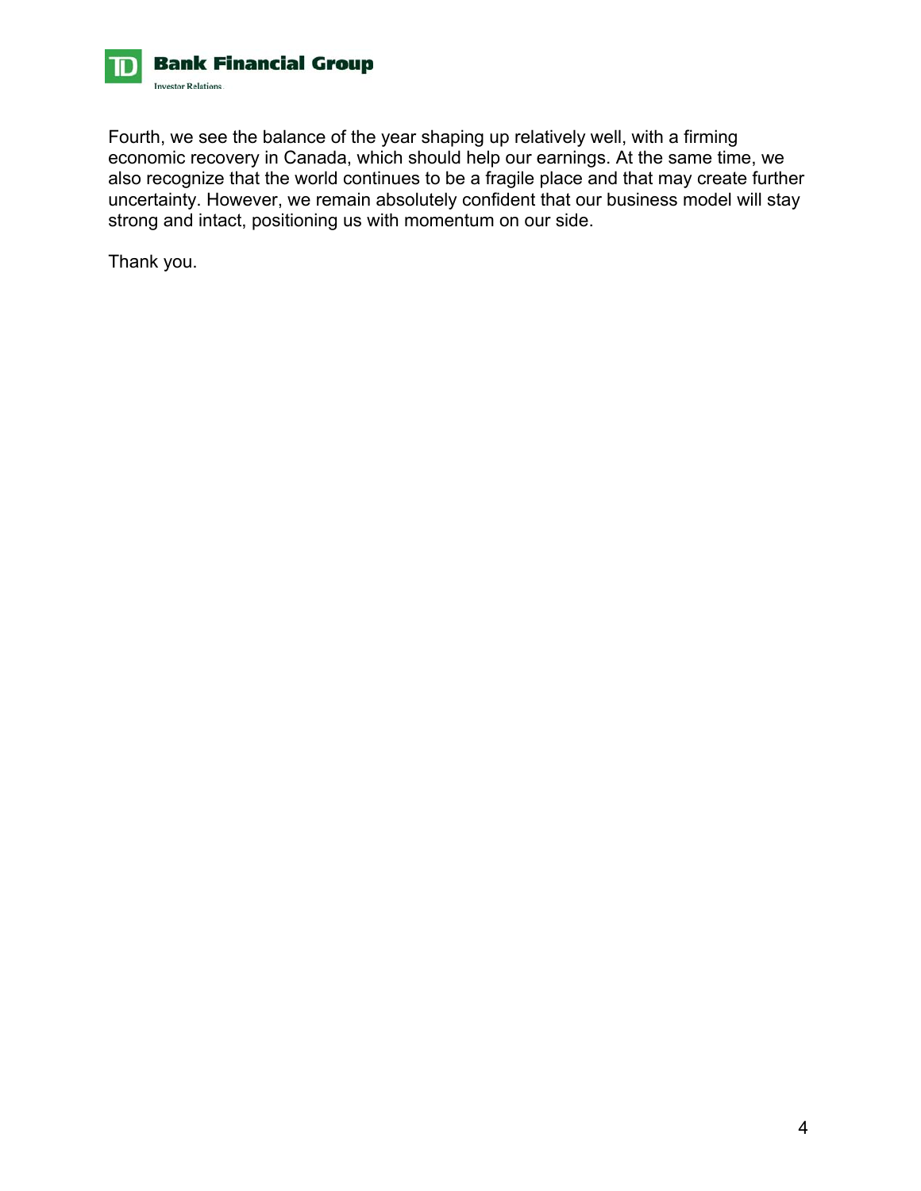Fourth, we see the balance of the year shaping up relatively well, with a firming economic recovery in Canada, which should help our earnings. At the same time, we also recognize that the world continues to be a fragile place and that may create further uncertainty. However, we remain absolutely confident that our business model will stay strong and intact, positioning us with momentum on our side.

Thank you.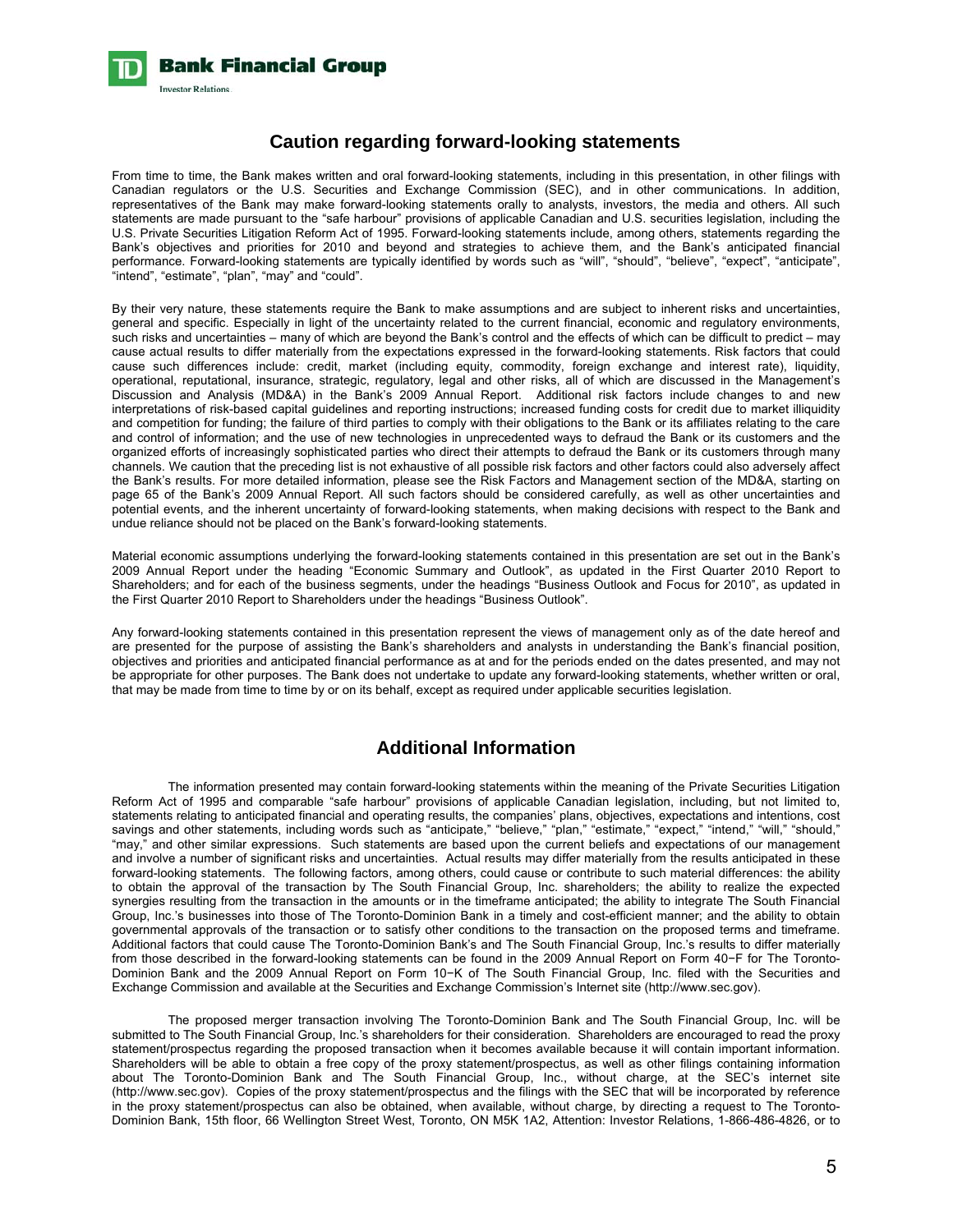# Caution regarding forward-looking statements

From time to time, the Bank makes written and oral forward-looking statements, including in this presentation, in other filings with Canadian regulators or the U.S. Securities and Exchange Commission (SEC), and in other communications. In addition, representatives of the Bank may make forward-looking statements orally to analysts, investors, the media and others. All such statements are made pursuant to the "safe harbour" provisions of applicable Canadian and U.S. securities legislation, including the U.S. Private Securities Litigation Reform Act of 1995. Forward-looking statements include, among others, statements regarding the Bank's objectives and priorities for 2010 and beyond and strategies to achieve them, and the Bank's anticipated financial performance. Forward-looking statements are typically identified by words such as "will", "should", "believe", "expect", "anticipate", "intend", "estimate", "plan", "may" and "could".

By their very nature, these statements require the Bank to make assumptions and are subject to inherent risks and uncertainties, general and specific. Especially in light of the uncertainty related to the current financial, economic and regulatory environments, such risks and uncertainties – many of which are beyond the Bank's control and the effects of which can be difficult to predict – may cause actual results to differ materially from the expectations expressed in the forward-looking statements. Risk factors that could cause such differences include: credit, market (including equity, commodity, foreign exchange and interest rate), liquidity, operational, reputational, insurance, strategic, regulatory, legal and other risks, all of which are discussed in the Management's Discussion and Analysis (MD&A) in the Bank's 2009 Annual Report. Additional risk factors include changes to and new interpretations of risk-based capital guidelines and reporting instructions; increased funding costs for credit due to market illiquidity and competition for funding; the failure of third parties to comply with their obligations to the Bank or its affiliates relating to the care and control of information; and the use of new technologies in unprecedented ways to defraud the Bank or its customers and the organized efforts of increasingly sophisticated parties who direct their attempts to defraud the Bank or its customers through many channels. We caution that the preceding list is not exhaustive of all possible risk factors and other factors could also adversely affect the Bank's results. For more detailed information, please see the Risk Factors and Management section of the MD&A, starting on page 65 of the Bank's 2009 Annual Report. All such factors should be considered carefully, as well as other uncertainties and potential events, and the inherent uncertainty of forward-looking statements, when making decisions with respect to the Bank and undue reliance should not be placed on the Bank's forward-looking statements.

Material economic assumptions underlying the forward-looking statements contained in this presentation are set out in the Bank's 2009 Annual Report under the heading "Economic Summary and Outlook", as updated in the First Quarter 2010 Report to Shareholders; and for each of the business segments, under the headings "Business Outlook and Focus for 2010", as updated in the First Quarter 2010 Report to Shareholders under the headings "Business Outlook".

Any forward-looking statements contained in this presentation represent the views of management only as of the date hereof and are presented for the purpose of assisting the Bank's shareholders and analysts in understanding the Bank's financial position, objectives and priorities and anticipated financial performance as at and for the periods ended on the dates presented, and may not be appropriate for other purposes. The Bank does not undertake to update any forward-looking statements, whether written or oral, that may be made from time to time by or on its behalf, except as required under applicable securities legislation.

# Additional Information

The information presented may contain forward-looking statements within the meaning of the Private Securities Litigation Reform Act of 1995 and comparable "safe harbour" provisions of applicable Canadian legislation, including, but not limited to, statements relating to anticipated financial and operating results, the companies' plans, objectives, expectations and intentions, cost savings and other statements, including words such as "anticipate," "believe," "plan," "estimate," "expect," "intend," "will," "should," "may," and other similar expressions. Such statements are based upon the current beliefs and expectations of our management and involve a number of significant risks and uncertainties. Actual results may differ materially from the results anticipated in these forward-looking statements. The following factors, among others, could cause or contribute to such material differences: the ability to obtain the approval of the transaction by The South Financial Group, Inc. shareholders; the ability to realize the expected synergies resulting from the transaction in the amounts or in the timeframe anticipated; the ability to integrate The South Financial Group, Inc.'s businesses into those of The Toronto-Dominion Bank in a timely and cost-efficient manner; and the ability to obtain governmental approvals of the transaction or to satisfy other conditions to the transaction on the proposed terms and timeframe. Additional factors that could cause The Toronto-Dominion Bank's and The South Financial Group, Inc.'s results to differ materially from those described in the forward-looking statements can be found in the 2009 Annual Report on Form 40−F for The Toronto-Dominion Bank and the 2009 Annual Report on Form 10−K of The South Financial Group, Inc. filed with the Securities and Exchange Commission and available at the Securities and Exchange Commission's Internet site (http://www.sec.gov).

The proposed merger transaction involving The Toronto-Dominion Bank and The South Financial Group, Inc. will be submitted to The South Financial Group, Inc.'s shareholders for their consideration. Shareholders are encouraged to read the proxy statement/prospectus regarding the proposed transaction when it becomes available because it will contain important information. Shareholders will be able to obtain a free copy of the proxy statement/prospectus, as well as other filings containing information about The Toronto-Dominion Bank and The South Financial Group, Inc., without charge, at the SEC's internet site (http://www.sec.gov). Copies of the proxy statement/prospectus and the filings with the SEC that will be incorporated by reference in the proxy statement/prospectus can also be obtained, when available, without charge, by directing a request to The Toronto-Dominion Bank, 15th floor, 66 Wellington Street West, Toronto, ON M5K 1A2, Attention: Investor Relations, 1-866-486-4826, or to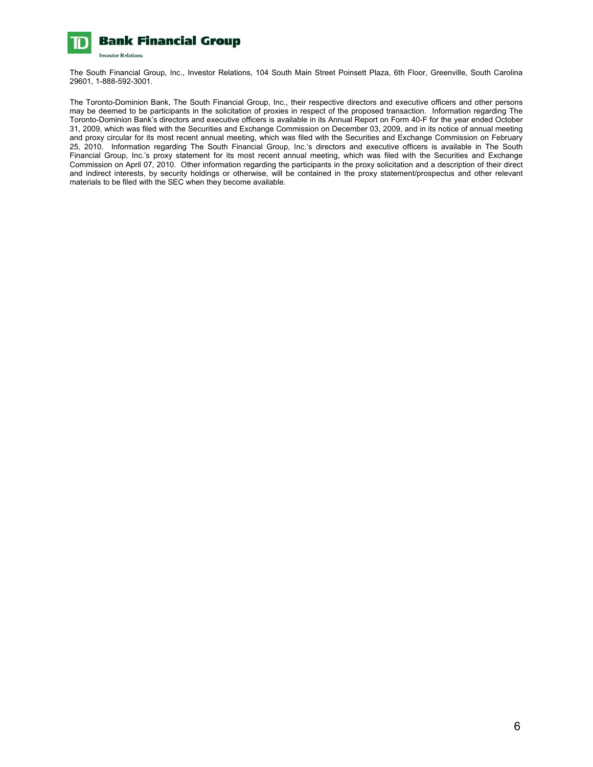The South Financial Group, Inc., Investor Relations, 104 South Main Street Poinsett Plaza, 6th Floor, Greenville, South Carolina 29601, 1-888-592-3001.

The Toronto-Dominion Bank, The South Financial Group, Inc., their respective directors and executive officers and other persons may be deemed to be participants in the solicitation of proxies in respect of the proposed transaction. Information regarding The Toronto-Dominion Bank's directors and executive officers is available in its Annual Report on Form 40-F for the year ended October 31, 2009, which was filed with the Securities and Exchange Commission on December 03, 2009, and in its notice of annual meeting and proxy circular for its most recent annual meeting, which was filed with the Securities and Exchange Commission on February 25, 2010. Information regarding The South Financial Group, Inc.'s directors and executive officers is available in The South Financial Group, Inc.'s proxy statement for its most recent annual meeting, which was filed with the Securities and Exchange Commission on April 07, 2010. Other information regarding the participants in the proxy solicitation and a description of their direct and indirect interests, by security holdings or otherwise, will be contained in the proxy statement/prospectus and other relevant materials to be filed with the SEC when they become available.